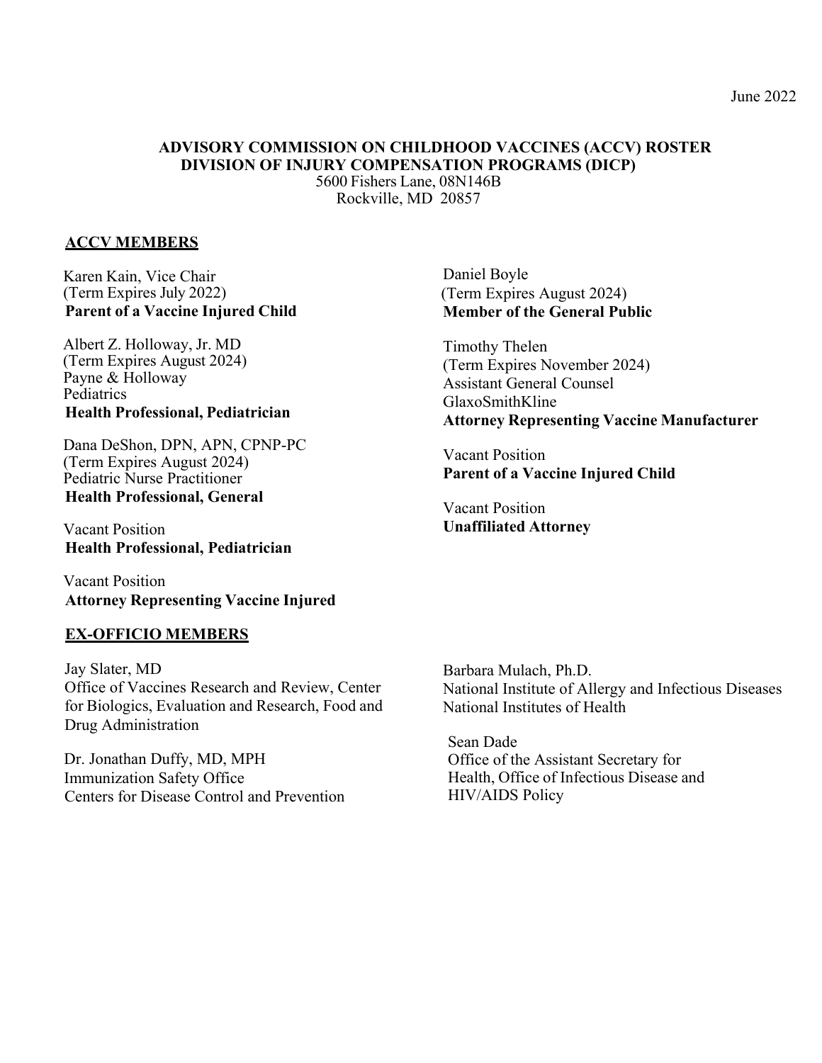June 2022

# ADVISORY COMMISSION ON CHILDHOOD VACCINES (ACCV) ROSTER
## DIVISION OF INJURY COMPENSATION PROGRAMS (DICP)

5600 Fishers Lane, 08N146B
Rockville, MD 20857

### ACCV MEMBERS

Karen Kain, Vice Chair
(Term Expires July 2022)
**Parent of a Vaccine Injured Child**

Albert Z. Holloway, Jr. MD
(Term Expires August 2024)
Payne & Holloway
Pediatrics
**Health Professional, Pediatrician**

Dana DeShon, DPN, APN, CPNP-PC
(Term Expires August 2024)
Pediatric Nurse Practitioner
**Health Professional, General**

Vacant Position
**Health Professional, Pediatrician**

Vacant Position
**Attorney Representing Vaccine Injured**

Daniel Boyle
(Term Expires August 2024)
**Member of the General Public**

Timothy Thelen
(Term Expires November 2024)
Assistant General Counsel
GlaxoSmithKline
**Attorney Representing Vaccine Manufacturer**

Vacant Position
**Parent of a Vaccine Injured Child**

Vacant Position
**Unaffiliated Attorney**

### EX-OFFICIO MEMBERS

Jay Slater, MD
Office of Vaccines Research and Review, Center for Biologics, Evaluation and Research, Food and Drug Administration

Dr. Jonathan Duffy, MD, MPH
Immunization Safety Office
Centers for Disease Control and Prevention

Barbara Mulach, Ph.D.
National Institute of Allergy and Infectious Diseases
National Institutes of Health

Sean Dade
Office of the Assistant Secretary for Health, Office of Infectious Disease and HIV/AIDS Policy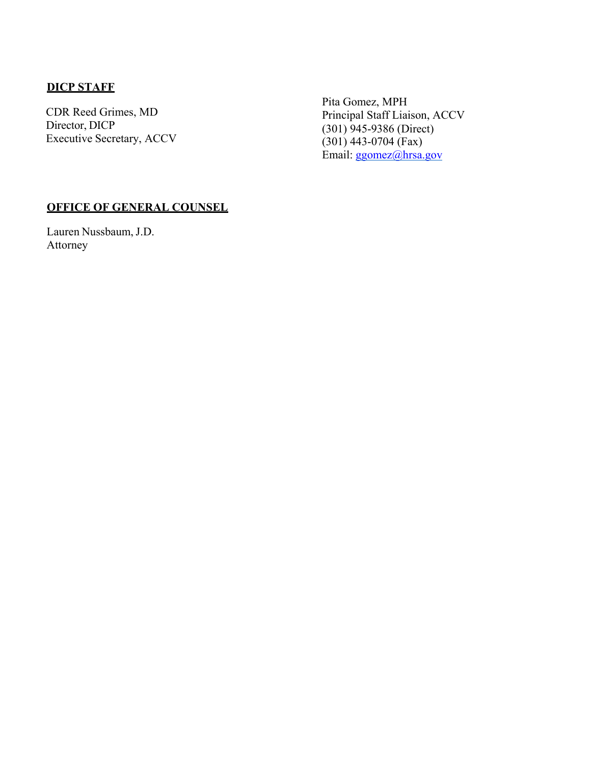**DICP STAFF**

CDR Reed Grimes, MD
Director, DICP
Executive Secretary, ACCV

Pita Gomez, MPH
Principal Staff Liaison, ACCV
(301) 945-9386 (Direct)
(301) 443-0704 (Fax)
Email: ggomez@hrsa.gov

**OFFICE OF GENERAL COUNSEL**

Lauren Nussbaum, J.D.
Attorney